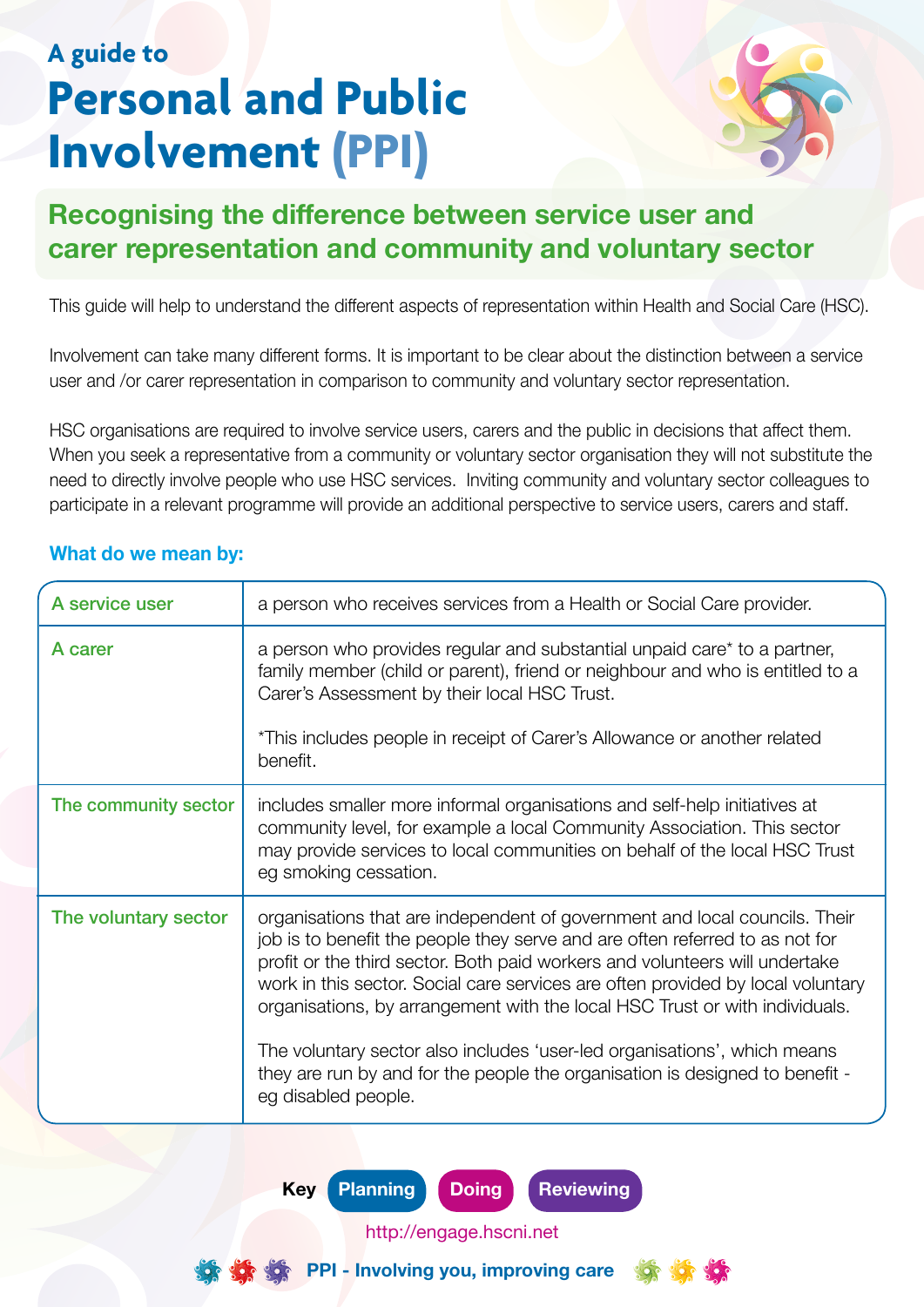A guide to

# Personal and Public Involvement (PPI)

## Recognising the difference between service user and carer representation and community and voluntary sector

This guide will help to understand the different aspects of representation within Health and Social Care (HSC).

Involvement can take many different forms. It is important to be clear about the distinction between a service user and /or carer representation in comparison to community and voluntary sector representation.

HSC organisations are required to involve service users, carers and the public in decisions that affect them. When you seek a representative from a community or voluntary sector organisation they will not substitute the need to directly involve people who use HSC services. Inviting community and voluntary sector colleagues to participate in a relevant programme will provide an additional perspective to service users, carers and staff.

### What do we mean by:

| | |
|---|---|
| A service user | a person who receives services from a Health or Social Care provider. |
| A carer | a person who provides regular and substantial unpaid care* to a partner, family member (child or parent), friend or neighbour and who is entitled to a Carer's Assessment by their local HSC Trust.<br><br>*This includes people in receipt of Carer's Allowance or another related benefit. |
| The community sector | includes smaller more informal organisations and self-help initiatives at community level, for example a local Community Association. This sector may provide services to local communities on behalf of the local HSC Trust eg smoking cessation. |
| The voluntary sector | organisations that are independent of government and local councils. Their job is to benefit the people they serve and are often referred to as not for profit or the third sector. Both paid workers and volunteers will undertake work in this sector. Social care services are often provided by local voluntary organisations, by arrangement with the local HSC Trust or with individuals.<br><br>The voluntary sector also includes 'user-led organisations', which means they are run by and for the people the organisation is designed to benefit - eg disabled people. |

**Key** Planning Doing Reviewing

http://engage.hscni.net

PPI - Involving you, improving care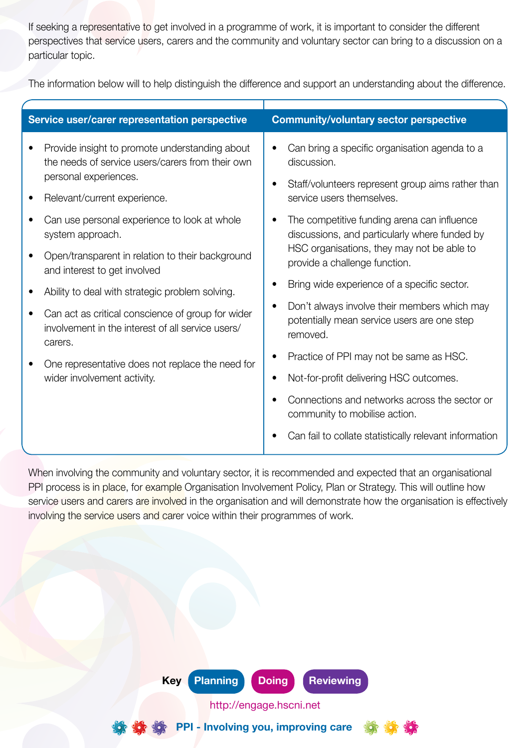If seeking a representative to get involved in a programme of work, it is important to consider the different perspectives that service users, carers and the community and voluntary sector can bring to a discussion on a particular topic.

The information below will to help distinguish the difference and support an understanding about the difference.

| Service user/carer representation perspective | Community/voluntary sector perspective |
|---|---|
| • Provide insight to promote understanding about the needs of service users/carers from their own personal experiences.<br>• Relevant/current experience.<br>• Can use personal experience to look at whole system approach.<br>• Open/transparent in relation to their background and interest to get involved<br>• Ability to deal with strategic problem solving.<br>• Can act as critical conscience of group for wider involvement in the interest of all service users/carers.<br>• One representative does not replace the need for wider involvement activity. | • Can bring a specific organisation agenda to a discussion.<br>• Staff/volunteers represent group aims rather than service users themselves.<br>• The competitive funding arena can influence discussions, and particularly where funded by HSC organisations, they may not be able to provide a challenge function.<br>• Bring wide experience of a specific sector.<br>• Don't always involve their members which may potentially mean service users are one step removed.<br>• Practice of PPI may not be same as HSC.<br>• Not-for-profit delivering HSC outcomes.<br>• Connections and networks across the sector or community to mobilise action.<br>• Can fail to collate statistically relevant information |

When involving the community and voluntary sector, it is recommended and expected that an organisational PPI process is in place, for example Organisation Involvement Policy, Plan or Strategy. This will outline how service users and carers are involved in the organisation and will demonstrate how the organisation is effectively involving the service users and carer voice within their programmes of work.

Key Planning Doing Reviewing

http://engage.hscni.net

PPI - Involving you, improving care